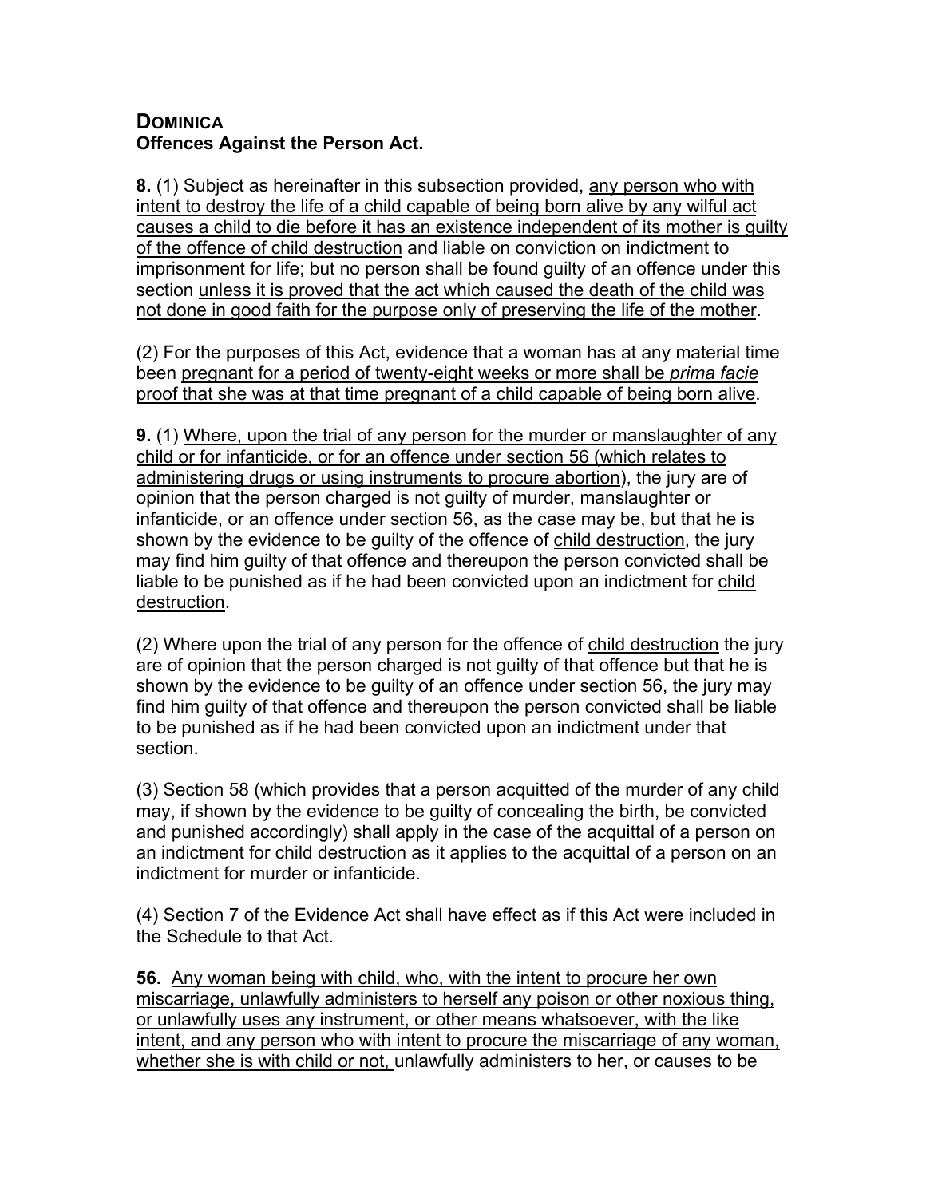**DOMINICA**
**Offences Against the Person Act.**

**8.** (1) Subject as hereinafter in this subsection provided, <u>any person who with intent to destroy the life of a child capable of being born alive by any wilful act causes a child to die before it has an existence independent of its mother is guilty of the offence of child destruction</u> and liable on conviction on indictment to imprisonment for life; but no person shall be found guilty of an offence under this section <u>unless it is proved that the act which caused the death of the child was not done in good faith for the purpose only of preserving the life of the mother</u>.

(2) For the purposes of this Act, evidence that a woman has at any material time been <u>pregnant for a period of twenty-eight weeks or more shall be *prima facie* proof that she was at that time pregnant of a child capable of being born alive</u>.

**9.** (1) <u>Where, upon the trial of any person for the murder or manslaughter of any child or for infanticide, or for an offence under section 56 (which relates to administering drugs or using instruments to procure abortion</u>), the jury are of opinion that the person charged is not guilty of murder, manslaughter or infanticide, or an offence under section 56, as the case may be, but that he is shown by the evidence to be guilty of the offence of <u>child destruction</u>, the jury may find him guilty of that offence and thereupon the person convicted shall be liable to be punished as if he had been convicted upon an indictment for <u>child destruction</u>.

(2) Where upon the trial of any person for the offence of <u>child destruction</u> the jury are of opinion that the person charged is not guilty of that offence but that he is shown by the evidence to be guilty of an offence under section 56, the jury may find him guilty of that offence and thereupon the person convicted shall be liable to be punished as if he had been convicted upon an indictment under that section.

(3) Section 58 (which provides that a person acquitted of the murder of any child may, if shown by the evidence to be guilty of <u>concealing the birth</u>, be convicted and punished accordingly) shall apply in the case of the acquittal of a person on an indictment for child destruction as it applies to the acquittal of a person on an indictment for murder or infanticide.

(4) Section 7 of the Evidence Act shall have effect as if this Act were included in the Schedule to that Act.

**56.** <u>Any woman being with child, who, with the intent to procure her own miscarriage, unlawfully administers to herself any poison or other noxious thing, or unlawfully uses any instrument, or other means whatsoever, with the like intent, and any person who with intent to procure the miscarriage of any woman, whether she is with child or not,</u> unlawfully administers to her, or causes to be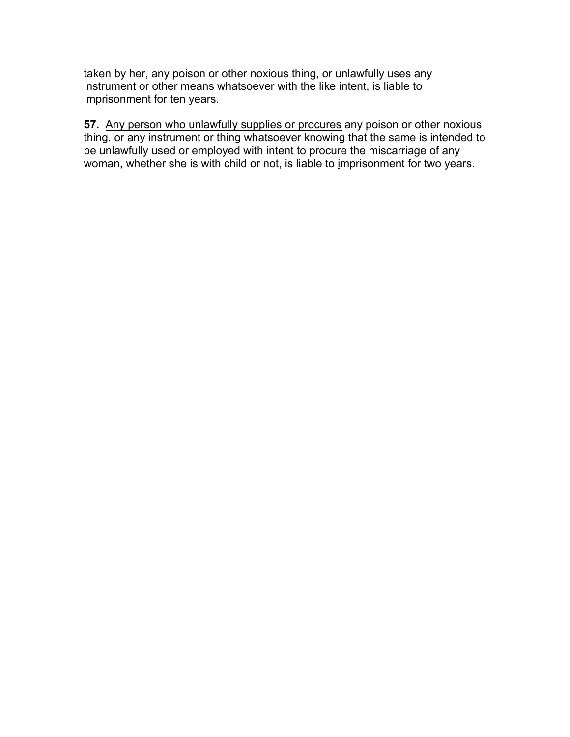taken by her, any poison or other noxious thing, or unlawfully uses any instrument or other means whatsoever with the like intent, is liable to imprisonment for ten years.

**57.** <u>Any person who unlawfully supplies or procures</u> any poison or other noxious thing, or any instrument or thing whatsoever knowing that the same is intended to be unlawfully used or employed with intent to procure the miscarriage of any woman, whether she is with child or not, is liable to imprisonment for two years.